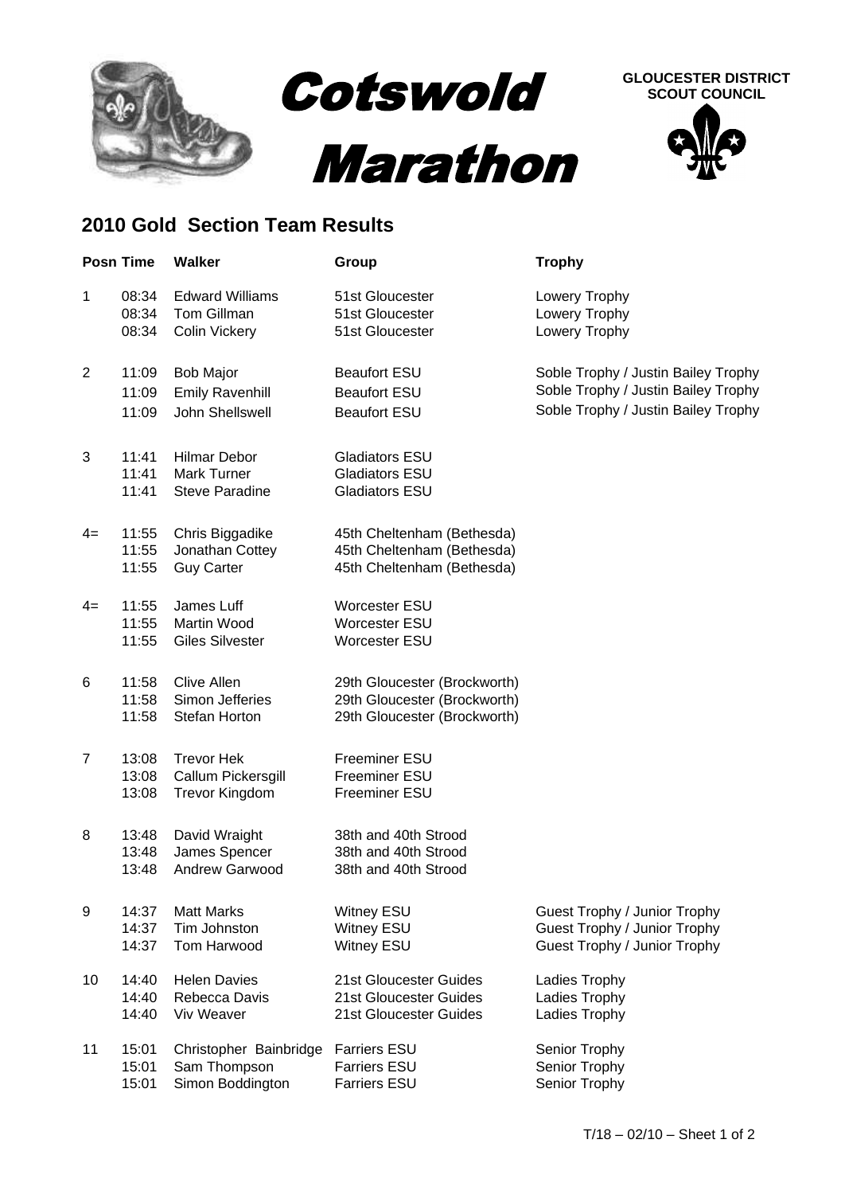# Cotswold Marathon

**GLOUCESTER DISTRICT SCOUT COUNCIL**

## 2010 Gold Section Team Results

| Posn | Time | Walker | Group | Trophy |
|---|---|---|---|---|
| 1 | 08:34 | Edward Williams | 51st Gloucester | Lowery Trophy |
| | 08:34 | Tom Gillman | 51st Gloucester | Lowery Trophy |
| | 08:34 | Colin Vickery | 51st Gloucester | Lowery Trophy |
| 2 | 11:09 | Bob Major | Beaufort ESU | Soble Trophy / Justin Bailey Trophy |
| | 11:09 | Emily Ravenhill | Beaufort ESU | Soble Trophy / Justin Bailey Trophy |
| | 11:09 | John Shellswell | Beaufort ESU | Soble Trophy / Justin Bailey Trophy |
| 3 | 11:41 | Hilmar Debor | Gladiators ESU | |
| | 11:41 | Mark Turner | Gladiators ESU | |
| | 11:41 | Steve Paradine | Gladiators ESU | |
| 4= | 11:55 | Chris Biggadike | 45th Cheltenham (Bethesda) | |
| | 11:55 | Jonathan Cottey | 45th Cheltenham (Bethesda) | |
| | 11:55 | Guy Carter | 45th Cheltenham (Bethesda) | |
| 4= | 11:55 | James Luff | Worcester ESU | |
| | 11:55 | Martin Wood | Worcester ESU | |
| | 11:55 | Giles Silvester | Worcester ESU | |
| 6 | 11:58 | Clive Allen | 29th Gloucester (Brockworth) | |
| | 11:58 | Simon Jefferies | 29th Gloucester (Brockworth) | |
| | 11:58 | Stefan Horton | 29th Gloucester (Brockworth) | |
| 7 | 13:08 | Trevor Hek | Freeminer ESU | |
| | 13:08 | Callum Pickersgill | Freeminer ESU | |
| | 13:08 | Trevor Kingdom | Freeminer ESU | |
| 8 | 13:48 | David Wraight | 38th and 40th Strood | |
| | 13:48 | James Spencer | 38th and 40th Strood | |
| | 13:48 | Andrew Garwood | 38th and 40th Strood | |
| 9 | 14:37 | Matt Marks | Witney ESU | Guest Trophy / Junior Trophy |
| | 14:37 | Tim Johnston | Witney ESU | Guest Trophy / Junior Trophy |
| | 14:37 | Tom Harwood | Witney ESU | Guest Trophy / Junior Trophy |
| 10 | 14:40 | Helen Davies | 21st Gloucester Guides | Ladies Trophy |
| | 14:40 | Rebecca Davis | 21st Gloucester Guides | Ladies Trophy |
| | 14:40 | Viv Weaver | 21st Gloucester Guides | Ladies Trophy |
| 11 | 15:01 | Christopher Bainbridge | Farriers ESU | Senior Trophy |
| | 15:01 | Sam Thompson | Farriers ESU | Senior Trophy |
| | 15:01 | Simon Boddington | Farriers ESU | Senior Trophy |

T/18 – 02/10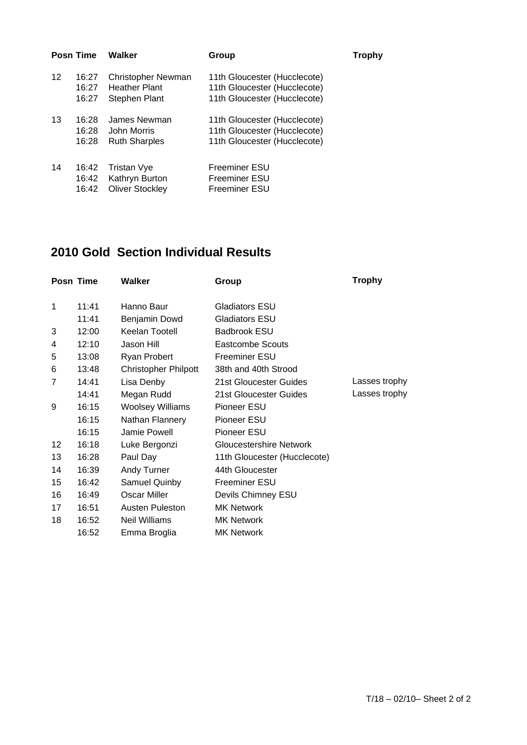| Posn | Time | Walker | Group | Trophy |
|---|---|---|---|---|
| 12 | 16:27 | Christopher Newman | 11th Gloucester (Hucclecote) | |
| | 16:27 | Heather Plant | 11th Gloucester (Hucclecote) | |
| | 16:27 | Stephen Plant | 11th Gloucester (Hucclecote) | |
| 13 | 16:28 | James Newman | 11th Gloucester (Hucclecote) | |
| | 16:28 | John Morris | 11th Gloucester (Hucclecote) | |
| | 16:28 | Ruth Sharples | 11th Gloucester (Hucclecote) | |
| 14 | 16:42 | Tristan Vye | Freeminer ESU | |
| | 16:42 | Kathryn Burton | Freeminer ESU | |
| | 16:42 | Oliver Stockley | Freeminer ESU | |

## 2010 Gold Section Individual Results

| Posn | Time | Walker | Group | Trophy |
|---|---|---|---|---|
| 1 | 11:41 | Hanno Baur | Gladiators ESU | |
| | 11:41 | Benjamin Dowd | Gladiators ESU | |
| 3 | 12:00 | Keelan Tootell | Badbrook ESU | |
| 4 | 12:10 | Jason Hill | Eastcombe Scouts | |
| 5 | 13:08 | Ryan Probert | Freeminer ESU | |
| 6 | 13:48 | Christopher Philpott | 38th and 40th Strood | |
| 7 | 14:41 | Lisa Denby | 21st Gloucester Guides | Lasses trophy |
| | 14:41 | Megan Rudd | 21st Gloucester Guides | Lasses trophy |
| 9 | 16:15 | Woolsey Williams | Pioneer ESU | |
| | 16:15 | Nathan Flannery | Pioneer ESU | |
| | 16:15 | Jamie Powell | Pioneer ESU | |
| 12 | 16:18 | Luke Bergonzi | Gloucestershire Network | |
| 13 | 16:28 | Paul Day | 11th Gloucester (Hucclecote) | |
| 14 | 16:39 | Andy Turner | 44th Gloucester | |
| 15 | 16:42 | Samuel Quinby | Freeminer ESU | |
| 16 | 16:49 | Oscar Miller | Devils Chimney ESU | |
| 17 | 16:51 | Austen Puleston | MK Network | |
| 18 | 16:52 | Neil Williams | MK Network | |
| | 16:52 | Emma Broglia | MK Network | |

T/18 – 02/10– Sheet 2 of 2